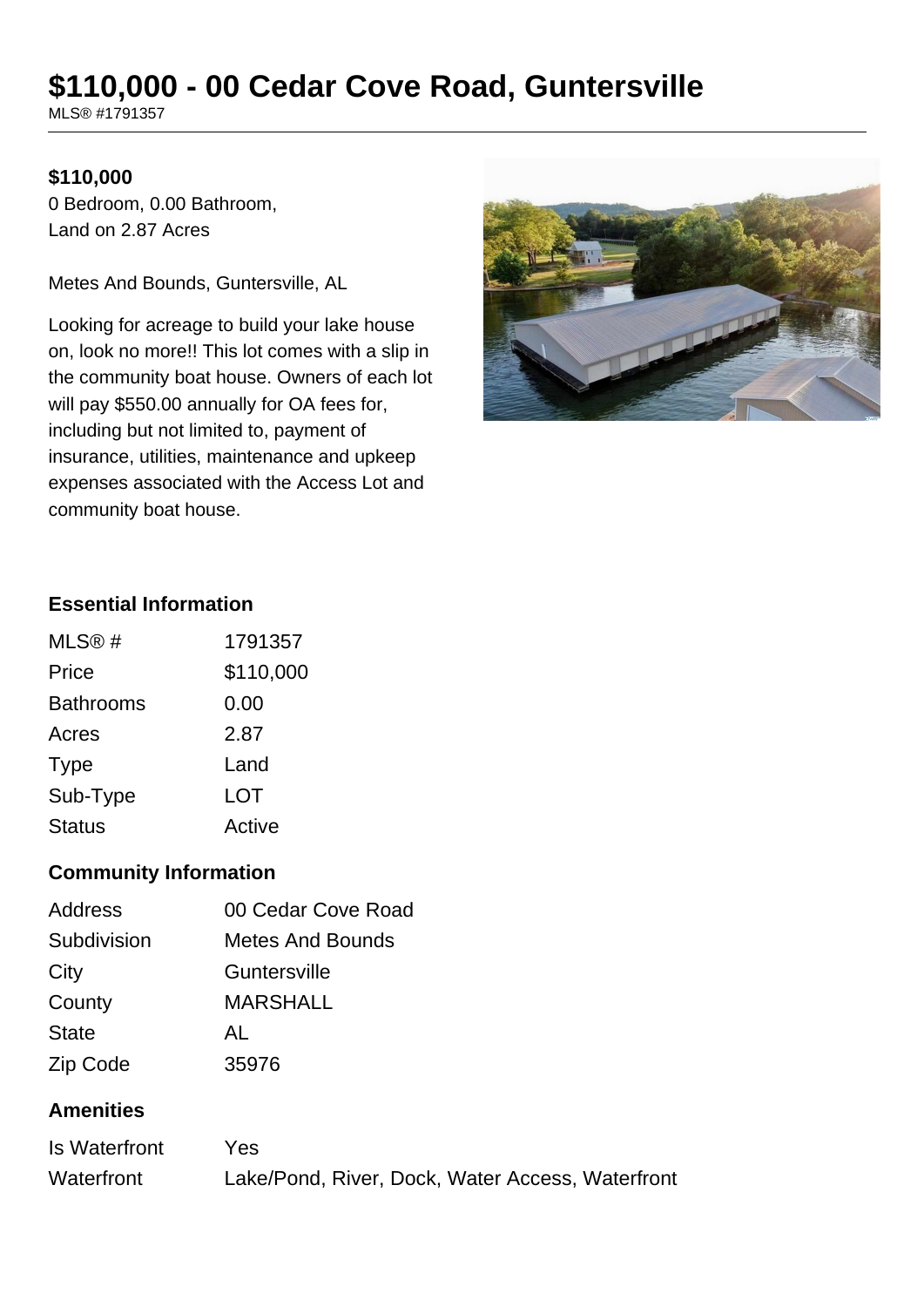# $110,000 - 00 Cedar Cove Road, Guntersville

MLS® #1791357

**$110,000**

0 Bedroom, 0.00 Bathroom,
Land on 2.87 Acres

Metes And Bounds, Guntersville, AL

Looking for acreage to build your lake house on, look no more!! This lot comes with a slip in the community boat house. Owners of each lot will pay $550.00 annually for OA fees for, including but not limited to, payment of insurance, utilities, maintenance and upkeep expenses associated with the Access Lot and community boat house.

### Essential Information

| | |
|---|---|
| MLS® # | 1791357 |
| Price | $110,000 |
| Bathrooms | 0.00 |
| Acres | 2.87 |
| Type | Land |
| Sub-Type | LOT |
| Status | Active |

### Community Information

| | |
|---|---|
| Address | 00 Cedar Cove Road |
| Subdivision | Metes And Bounds |
| City | Guntersville |
| County | MARSHALL |
| State | AL |
| Zip Code | 35976 |

### Amenities

| | |
|---|---|
| Is Waterfront | Yes |
| Waterfront | Lake/Pond, River, Dock, Water Access, Waterfront |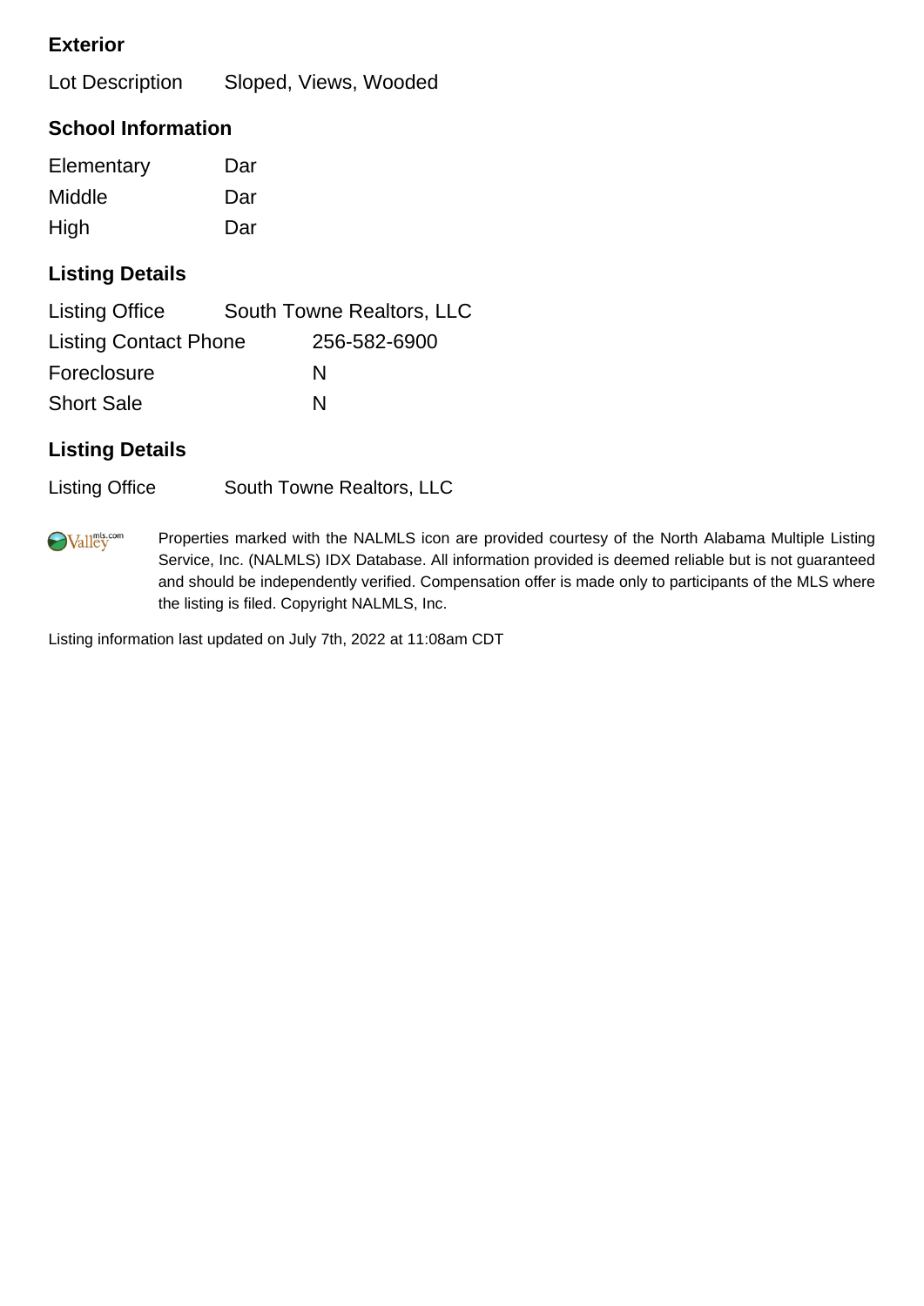## Exterior

| | |
|---|---|
| Lot Description | Sloped, Views, Wooded |

## School Information

| | |
|---|---|
| Elementary | Dar |
| Middle | Dar |
| High | Dar |

## Listing Details

| | |
|---|---|
| Listing Office | South Towne Realtors, LLC |
| Listing Contact Phone | 256-582-6900 |
| Foreclosure | N |
| Short Sale | N |

## Listing Details

| | |
|---|---|
| Listing Office | South Towne Realtors, LLC |

Properties marked with the NALMLS icon are provided courtesy of the North Alabama Multiple Listing Service, Inc. (NALMLS) IDX Database. All information provided is deemed reliable but is not guaranteed and should be independently verified. Compensation offer is made only to participants of the MLS where the listing is filed. Copyright NALMLS, Inc.

Listing information last updated on July 7th, 2022 at 11:08am CDT